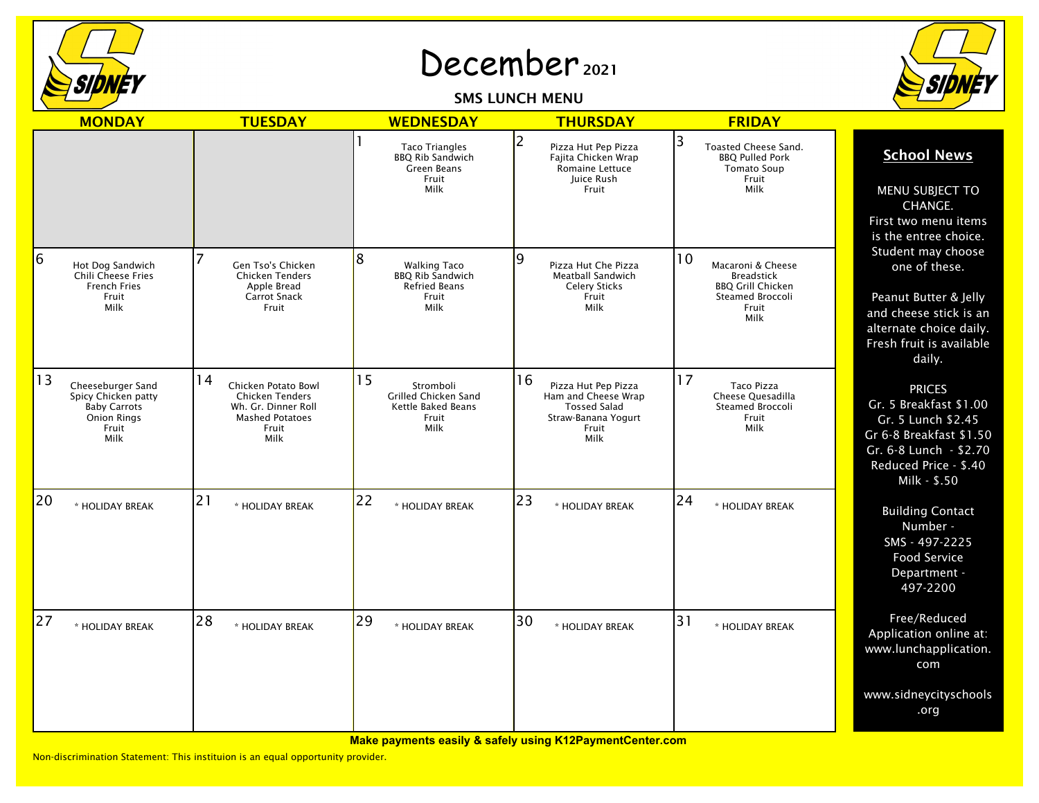# December 2021

## SMS LUNCH MENU

| MONDAY | TUESDAY | WEDNESDAY | THURSDAY | FRIDAY |
|---|---|---|---|---|
| | | 1<br>Taco Triangles<br>BBQ Rib Sandwich<br>Green Beans<br>Fruit<br>Milk | 2<br>Pizza Hut Pep Pizza<br>Fajita Chicken Wrap<br>Romaine Lettuce<br>Juice Rush<br>Fruit | 3<br>Toasted Cheese Sand.<br>BBQ Pulled Pork<br>Tomato Soup<br>Fruit<br>Milk |
| 6<br>Hot Dog Sandwich<br>Chili Cheese Fries<br>French Fries<br>Fruit<br>Milk | 7<br>Gen Tso's Chicken<br>Chicken Tenders<br>Apple Bread<br>Carrot Snack<br>Fruit | 8<br>Walking Taco<br>BBQ Rib Sandwich<br>Refried Beans<br>Fruit<br>Milk | 9<br>Pizza Hut Che Pizza<br>Meatball Sandwich<br>Celery Sticks<br>Fruit<br>Milk | 10<br>Macaroni & Cheese<br>Breadstick<br>BBQ Grill Chicken<br>Steamed Broccoli<br>Fruit<br>Milk |
| 13<br>Cheeseburger Sand<br>Spicy Chicken patty<br>Baby Carrots<br>Onion Rings<br>Fruit<br>Milk | 14<br>Chicken Potato Bowl<br>Chicken Tenders<br>Wh. Gr. Dinner Roll<br>Mashed Potatoes<br>Fruit<br>Milk | 15<br>Stromboli<br>Grilled Chicken Sand<br>Kettle Baked Beans<br>Fruit<br>Milk | 16<br>Pizza Hut Pep Pizza<br>Ham and Cheese Wrap<br>Tossed Salad<br>Straw-Banana Yogurt<br>Fruit<br>Milk | 17<br>Taco Pizza<br>Cheese Quesadilla<br>Steamed Broccoli<br>Fruit<br>Milk |
| 20<br>* HOLIDAY BREAK | 21<br>* HOLIDAY BREAK | 22<br>* HOLIDAY BREAK | 23<br>* HOLIDAY BREAK | 24<br>* HOLIDAY BREAK |
| 27<br>* HOLIDAY BREAK | 28<br>* HOLIDAY BREAK | 29<br>* HOLIDAY BREAK | 30<br>* HOLIDAY BREAK | 31<br>* HOLIDAY BREAK |

## School News

MENU SUBJECT TO CHANGE.
First two menu items is the entree choice. Student may choose one of these.

Peanut Butter & Jelly and cheese stick is an alternate choice daily. Fresh fruit is available daily.

PRICES
Gr. 5 Breakfast $1.00
Gr. 5 Lunch $2.45
Gr 6-8 Breakfast $1.50
Gr. 6-8 Lunch - $2.70
Reduced Price - $.40
Milk - $.50

Building Contact Number -
SMS - 497-2225
Food Service Department -
497-2200

Free/Reduced Application online at: www.lunchapplication.com

www.sidneycityschools.org

**Make payments easily & safely using K12PaymentCenter.com**

Non-discrimination Statement: This instituion is an equal opportunity provider.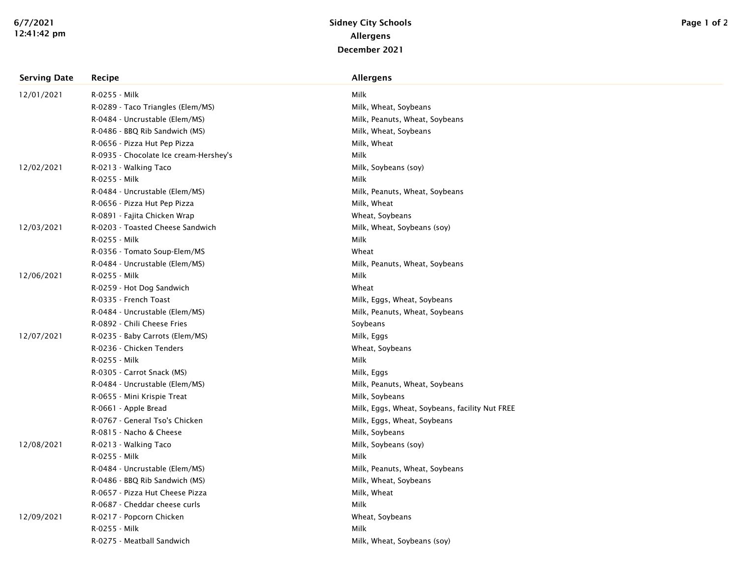# Sidney City Schools

## Allergens

### December 2021

| Serving Date | Recipe | Allergens |
| --- | --- | --- |
| 12/01/2021 | R-0255 - Milk | Milk |
| | R-0289 - Taco Triangles (Elem/MS) | Milk, Wheat, Soybeans |
| | R-0484 - Uncrustable (Elem/MS) | Milk, Peanuts, Wheat, Soybeans |
| | R-0486 - BBQ Rib Sandwich (MS) | Milk, Wheat, Soybeans |
| | R-0656 - Pizza Hut Pep Pizza | Milk, Wheat |
| | R-0935 - Chocolate Ice cream-Hershey's | Milk |
| 12/02/2021 | R-0213 - Walking Taco | Milk, Soybeans (soy) |
| | R-0255 - Milk | Milk |
| | R-0484 - Uncrustable (Elem/MS) | Milk, Peanuts, Wheat, Soybeans |
| | R-0656 - Pizza Hut Pep Pizza | Milk, Wheat |
| | R-0891 - Fajita Chicken Wrap | Wheat, Soybeans |
| 12/03/2021 | R-0203 - Toasted Cheese Sandwich | Milk, Wheat, Soybeans (soy) |
| | R-0255 - Milk | Milk |
| | R-0356 - Tomato Soup-Elem/MS | Wheat |
| | R-0484 - Uncrustable (Elem/MS) | Milk, Peanuts, Wheat, Soybeans |
| 12/06/2021 | R-0255 - Milk | Milk |
| | R-0259 - Hot Dog Sandwich | Wheat |
| | R-0335 - French Toast | Milk, Eggs, Wheat, Soybeans |
| | R-0484 - Uncrustable (Elem/MS) | Milk, Peanuts, Wheat, Soybeans |
| | R-0892 - Chili Cheese Fries | Soybeans |
| 12/07/2021 | R-0235 - Baby Carrots (Elem/MS) | Milk, Eggs |
| | R-0236 - Chicken Tenders | Wheat, Soybeans |
| | R-0255 - Milk | Milk |
| | R-0305 - Carrot Snack (MS) | Milk, Eggs |
| | R-0484 - Uncrustable (Elem/MS) | Milk, Peanuts, Wheat, Soybeans |
| | R-0655 - Mini Krispie Treat | Milk, Soybeans |
| | R-0661 - Apple Bread | Milk, Eggs, Wheat, Soybeans, facility Nut FREE |
| | R-0767 - General Tso's Chicken | Milk, Eggs, Wheat, Soybeans |
| | R-0815 - Nacho & Cheese | Milk, Soybeans |
| 12/08/2021 | R-0213 - Walking Taco | Milk, Soybeans (soy) |
| | R-0255 - Milk | Milk |
| | R-0484 - Uncrustable (Elem/MS) | Milk, Peanuts, Wheat, Soybeans |
| | R-0486 - BBQ Rib Sandwich (MS) | Milk, Wheat, Soybeans |
| | R-0657 - Pizza Hut Cheese Pizza | Milk, Wheat |
| | R-0687 - Cheddar cheese curls | Milk |
| 12/09/2021 | R-0217 - Popcorn Chicken | Wheat, Soybeans |
| | R-0255 - Milk | Milk |
| | R-0275 - Meatball Sandwich | Milk, Wheat, Soybeans (soy) |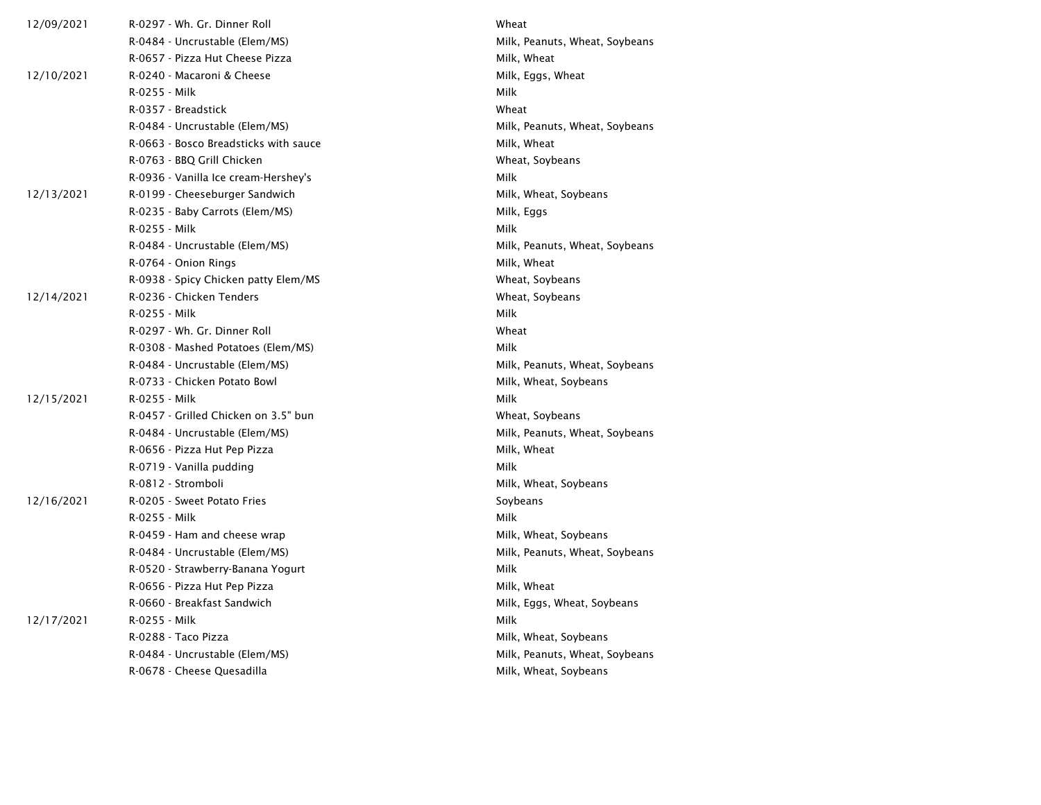| | | |
|---|---|---|
| 12/09/2021 | R-0297 - Wh. Gr. Dinner Roll | Wheat |
| | R-0484 - Uncrustable (Elem/MS) | Milk, Peanuts, Wheat, Soybeans |
| | R-0657 - Pizza Hut Cheese Pizza | Milk, Wheat |
| 12/10/2021 | R-0240 - Macaroni & Cheese | Milk, Eggs, Wheat |
| | R-0255 - Milk | Milk |
| | R-0357 - Breadstick | Wheat |
| | R-0484 - Uncrustable (Elem/MS) | Milk, Peanuts, Wheat, Soybeans |
| | R-0663 - Bosco Breadsticks with sauce | Milk, Wheat |
| | R-0763 - BBQ Grill Chicken | Wheat, Soybeans |
| | R-0936 - Vanilla Ice cream-Hershey's | Milk |
| 12/13/2021 | R-0199 - Cheeseburger Sandwich | Milk, Wheat, Soybeans |
| | R-0235 - Baby Carrots (Elem/MS) | Milk, Eggs |
| | R-0255 - Milk | Milk |
| | R-0484 - Uncrustable (Elem/MS) | Milk, Peanuts, Wheat, Soybeans |
| | R-0764 - Onion Rings | Milk, Wheat |
| | R-0938 - Spicy Chicken patty Elem/MS | Wheat, Soybeans |
| 12/14/2021 | R-0236 - Chicken Tenders | Wheat, Soybeans |
| | R-0255 - Milk | Milk |
| | R-0297 - Wh. Gr. Dinner Roll | Wheat |
| | R-0308 - Mashed Potatoes (Elem/MS) | Milk |
| | R-0484 - Uncrustable (Elem/MS) | Milk, Peanuts, Wheat, Soybeans |
| | R-0733 - Chicken Potato Bowl | Milk, Wheat, Soybeans |
| 12/15/2021 | R-0255 - Milk | Milk |
| | R-0457 - Grilled Chicken on 3.5" bun | Wheat, Soybeans |
| | R-0484 - Uncrustable (Elem/MS) | Milk, Peanuts, Wheat, Soybeans |
| | R-0656 - Pizza Hut Pep Pizza | Milk, Wheat |
| | R-0719 - Vanilla pudding | Milk |
| | R-0812 - Stromboli | Milk, Wheat, Soybeans |
| 12/16/2021 | R-0205 - Sweet Potato Fries | Soybeans |
| | R-0255 - Milk | Milk |
| | R-0459 - Ham and cheese wrap | Milk, Wheat, Soybeans |
| | R-0484 - Uncrustable (Elem/MS) | Milk, Peanuts, Wheat, Soybeans |
| | R-0520 - Strawberry-Banana Yogurt | Milk |
| | R-0656 - Pizza Hut Pep Pizza | Milk, Wheat |
| | R-0660 - Breakfast Sandwich | Milk, Eggs, Wheat, Soybeans |
| 12/17/2021 | R-0255 - Milk | Milk |
| | R-0288 - Taco Pizza | Milk, Wheat, Soybeans |
| | R-0484 - Uncrustable (Elem/MS) | Milk, Peanuts, Wheat, Soybeans |
| | R-0678 - Cheese Quesadilla | Milk, Wheat, Soybeans |